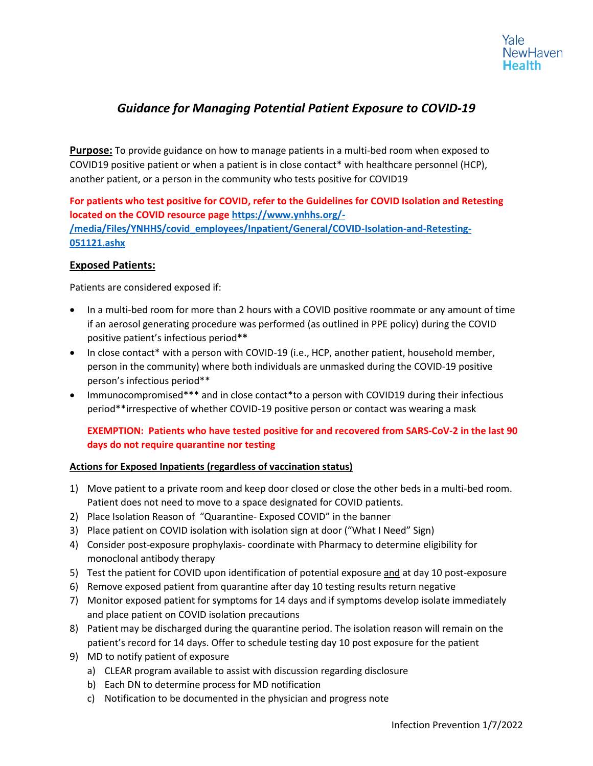# *Guidance for Managing Potential Patient Exposure to COVID-19*

**Purpose:** To provide guidance on how to manage patients in a multi-bed room when exposed to COVID19 positive patient or when a patient is in close contact* with healthcare personnel (HCP), another patient, or a person in the community who tests positive for COVID19

**For patients who test positive for COVID, refer to the Guidelines for COVID Isolation and Retesting located on the COVID resource page [https://www.ynhhs.org/-/media/Files/YNHHS/covid_employees/Inpatient/General/COVID-Isolation-and-Retesting-051121.ashx](https://www.ynhhs.org/-/media/Files/YNHHS/covid_employees/Inpatient/General/COVID-Isolation-and-Retesting-051121.ashx)**

## Exposed Patients:

Patients are considered exposed if:

- In a multi-bed room for more than 2 hours with a COVID positive roommate or any amount of time if an aerosol generating procedure was performed (as outlined in PPE policy) during the COVID positive patient's infectious period**
- In close contact* with a person with COVID-19 (i.e., HCP, another patient, household member, person in the community) where both individuals are unmasked during the COVID-19 positive person's infectious period**
- Immunocompromised*** and in close contact*to a person with COVID19 during their infectious period**irrespective of whether COVID-19 positive person or contact was wearing a mask

**EXEMPTION: Patients who have tested positive for and recovered from SARS-CoV-2 in the last 90 days do not require quarantine nor testing**

### Actions for Exposed Inpatients (regardless of vaccination status)

1) Move patient to a private room and keep door closed or close the other beds in a multi-bed room. Patient does not need to move to a space designated for COVID patients.
2) Place Isolation Reason of "Quarantine- Exposed COVID" in the banner
3) Place patient on COVID isolation with isolation sign at door ("What I Need" Sign)
4) Consider post-exposure prophylaxis- coordinate with Pharmacy to determine eligibility for monoclonal antibody therapy
5) Test the patient for COVID upon identification of potential exposure and at day 10 post-exposure
6) Remove exposed patient from quarantine after day 10 testing results return negative
7) Monitor exposed patient for symptoms for 14 days and if symptoms develop isolate immediately and place patient on COVID isolation precautions
8) Patient may be discharged during the quarantine period. The isolation reason will remain on the patient's record for 14 days. Offer to schedule testing day 10 post exposure for the patient
9) MD to notify patient of exposure
   a) CLEAR program available to assist with discussion regarding disclosure
   b) Each DN to determine process for MD notification
   c) Notification to be documented in the physician and progress note

Infection Prevention 1/7/2022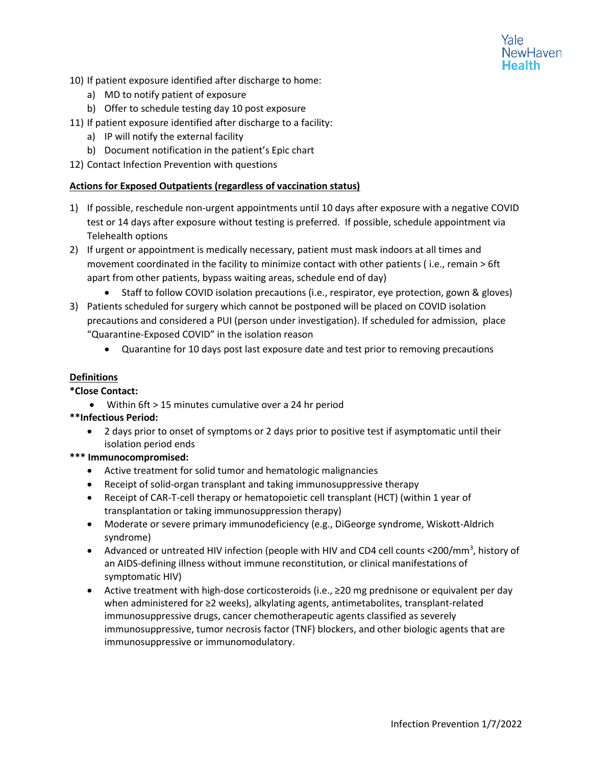10) If patient exposure identified after discharge to home:
    a) MD to notify patient of exposure
    b) Offer to schedule testing day 10 post exposure
11) If patient exposure identified after discharge to a facility:
    a) IP will notify the external facility
    b) Document notification in the patient's Epic chart
12) Contact Infection Prevention with questions

**Actions for Exposed Outpatients (regardless of vaccination status)**

1) If possible, reschedule non-urgent appointments until 10 days after exposure with a negative COVID test or 14 days after exposure without testing is preferred. If possible, schedule appointment via Telehealth options
2) If urgent or appointment is medically necessary, patient must mask indoors at all times and movement coordinated in the facility to minimize contact with other patients ( i.e., remain > 6ft apart from other patients, bypass waiting areas, schedule end of day)
    - Staff to follow COVID isolation precautions (i.e., respirator, eye protection, gown & gloves)
3) Patients scheduled for surgery which cannot be postponed will be placed on COVID isolation precautions and considered a PUI (person under investigation). If scheduled for admission, place "Quarantine-Exposed COVID" in the isolation reason
    - Quarantine for 10 days post last exposure date and test prior to removing precautions

**Definitions**

***Close Contact:**

- Within 6ft > 15 minutes cumulative over a 24 hr period

****Infectious Period:**

- 2 days prior to onset of symptoms or 2 days prior to positive test if asymptomatic until their isolation period ends

***** Immunocompromised:**

- Active treatment for solid tumor and hematologic malignancies
- Receipt of solid-organ transplant and taking immunosuppressive therapy
- Receipt of CAR-T-cell therapy or hematopoietic cell transplant (HCT) (within 1 year of transplantation or taking immunosuppression therapy)
- Moderate or severe primary immunodeficiency (e.g., DiGeorge syndrome, Wiskott-Aldrich syndrome)
- Advanced or untreated HIV infection (people with HIV and CD4 cell counts <200/$mm^3$, history of an AIDS-defining illness without immune reconstitution, or clinical manifestations of symptomatic HIV)
- Active treatment with high-dose corticosteroids (i.e., ≥20 mg prednisone or equivalent per day when administered for ≥2 weeks), alkylating agents, antimetabolites, transplant-related immunosuppressive drugs, cancer chemotherapeutic agents classified as severely immunosuppressive, tumor necrosis factor (TNF) blockers, and other biologic agents that are immunosuppressive or immunomodulatory.